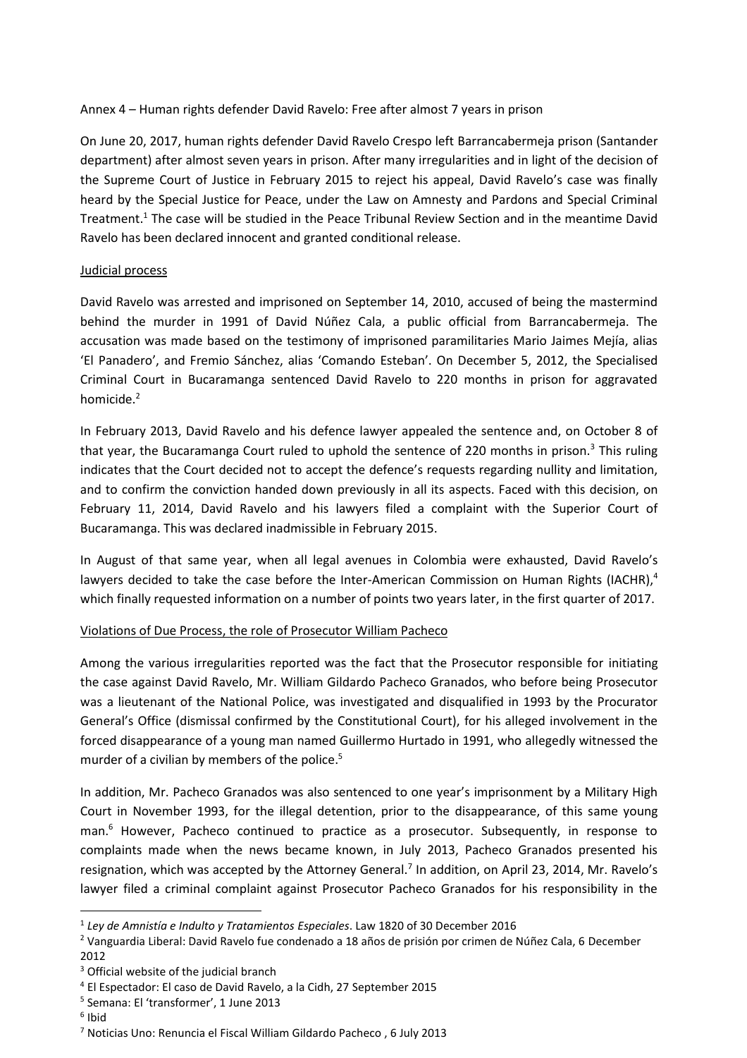Annex 4 – Human rights defender David Ravelo: Free after almost 7 years in prison

On June 20, 2017, human rights defender David Ravelo Crespo left Barrancabermeja prison (Santander department) after almost seven years in prison. After many irregularities and in light of the decision of the Supreme Court of Justice in February 2015 to reject his appeal, David Ravelo's case was finally heard by the Special Justice for Peace, under the Law on Amnesty and Pardons and Special Criminal Treatment.[1] The case will be studied in the Peace Tribunal Review Section and in the meantime David Ravelo has been declared innocent and granted conditional release.

## Judicial process

David Ravelo was arrested and imprisoned on September 14, 2010, accused of being the mastermind behind the murder in 1991 of David Núñez Cala, a public official from Barrancabermeja. The accusation was made based on the testimony of imprisoned paramilitaries Mario Jaimes Mejía, alias 'El Panadero', and Fremio Sánchez, alias 'Comando Esteban'. On December 5, 2012, the Specialised Criminal Court in Bucaramanga sentenced David Ravelo to 220 months in prison for aggravated homicide.[2]

In February 2013, David Ravelo and his defence lawyer appealed the sentence and, on October 8 of that year, the Bucaramanga Court ruled to uphold the sentence of 220 months in prison.[3] This ruling indicates that the Court decided not to accept the defence's requests regarding nullity and limitation, and to confirm the conviction handed down previously in all its aspects. Faced with this decision, on February 11, 2014, David Ravelo and his lawyers filed a complaint with the Superior Court of Bucaramanga. This was declared inadmissible in February 2015.

In August of that same year, when all legal avenues in Colombia were exhausted, David Ravelo's lawyers decided to take the case before the Inter-American Commission on Human Rights (IACHR),[4] which finally requested information on a number of points two years later, in the first quarter of 2017.

## Violations of Due Process, the role of Prosecutor William Pacheco

Among the various irregularities reported was the fact that the Prosecutor responsible for initiating the case against David Ravelo, Mr. William Gildardo Pacheco Granados, who before being Prosecutor was a lieutenant of the National Police, was investigated and disqualified in 1993 by the Procurator General's Office (dismissal confirmed by the Constitutional Court), for his alleged involvement in the forced disappearance of a young man named Guillermo Hurtado in 1991, who allegedly witnessed the murder of a civilian by members of the police.[5]

In addition, Mr. Pacheco Granados was also sentenced to one year's imprisonment by a Military High Court in November 1993, for the illegal detention, prior to the disappearance, of this same young man.[6] However, Pacheco continued to practice as a prosecutor. Subsequently, in response to complaints made when the news became known, in July 2013, Pacheco Granados presented his resignation, which was accepted by the Attorney General.[7] In addition, on April 23, 2014, Mr. Ravelo's lawyer filed a criminal complaint against Prosecutor Pacheco Granados for his responsibility in the

---

[1] *Ley de Amnistía e Indulto y Tratamientos Especiales*. Law 1820 of 30 December 2016

[2] Vanguardia Liberal: David Ravelo fue condenado a 18 años de prisión por crimen de Núñez Cala, 6 December 2012

[3] Official website of the judicial branch

[4] El Espectador: El caso de David Ravelo, a la Cidh, 27 September 2015

[5] Semana: El 'transformer', 1 June 2013

[6] Ibid

[7] Noticias Uno: Renuncia el Fiscal William Gildardo Pacheco , 6 July 2013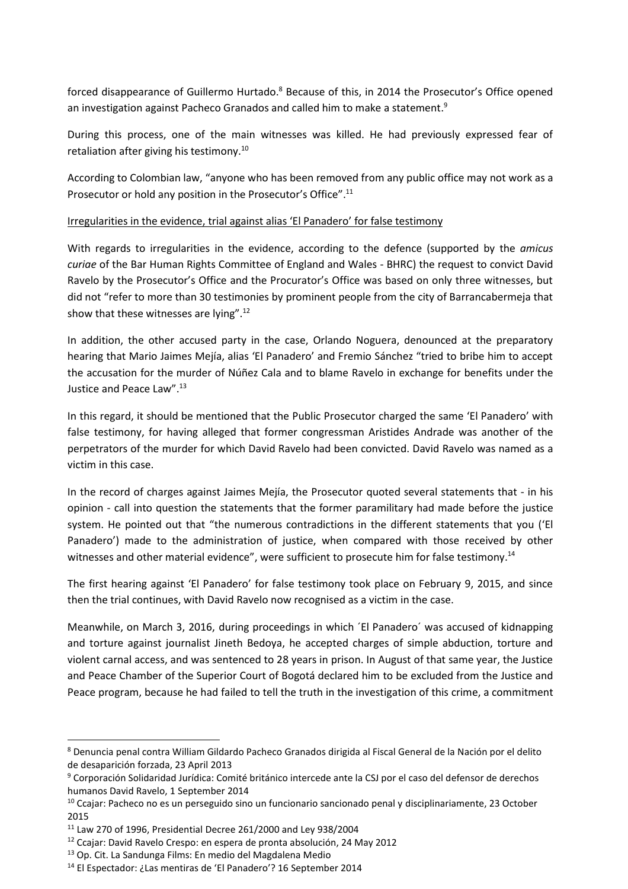forced disappearance of Guillermo Hurtado.[8] Because of this, in 2014 the Prosecutor's Office opened an investigation against Pacheco Granados and called him to make a statement.[9]

During this process, one of the main witnesses was killed. He had previously expressed fear of retaliation after giving his testimony.[10]

According to Colombian law, "anyone who has been removed from any public office may not work as a Prosecutor or hold any position in the Prosecutor's Office".[11]

<u>Irregularities in the evidence, trial against alias 'El Panadero' for false testimony</u>

With regards to irregularities in the evidence, according to the defence (supported by the *amicus curiae* of the Bar Human Rights Committee of England and Wales - BHRC) the request to convict David Ravelo by the Prosecutor's Office and the Procurator's Office was based on only three witnesses, but did not "refer to more than 30 testimonies by prominent people from the city of Barrancabermeja that show that these witnesses are lying".[12]

In addition, the other accused party in the case, Orlando Noguera, denounced at the preparatory hearing that Mario Jaimes Mejía, alias 'El Panadero' and Fremio Sánchez "tried to bribe him to accept the accusation for the murder of Núñez Cala and to blame Ravelo in exchange for benefits under the Justice and Peace Law".[13]

In this regard, it should be mentioned that the Public Prosecutor charged the same 'El Panadero' with false testimony, for having alleged that former congressman Aristides Andrade was another of the perpetrators of the murder for which David Ravelo had been convicted. David Ravelo was named as a victim in this case.

In the record of charges against Jaimes Mejía, the Prosecutor quoted several statements that - in his opinion - call into question the statements that the former paramilitary had made before the justice system. He pointed out that "the numerous contradictions in the different statements that you ('El Panadero') made to the administration of justice, when compared with those received by other witnesses and other material evidence", were sufficient to prosecute him for false testimony.[14]

The first hearing against 'El Panadero' for false testimony took place on February 9, 2015, and since then the trial continues, with David Ravelo now recognised as a victim in the case.

Meanwhile, on March 3, 2016, during proceedings in which ´El Panadero´ was accused of kidnapping and torture against journalist Jineth Bedoya, he accepted charges of simple abduction, torture and violent carnal access, and was sentenced to 28 years in prison. In August of that same year, the Justice and Peace Chamber of the Superior Court of Bogotá declared him to be excluded from the Justice and Peace program, because he had failed to tell the truth in the investigation of this crime, a commitment

---

[8] Denuncia penal contra William Gildardo Pacheco Granados dirigida al Fiscal General de la Nación por el delito de desaparición forzada, 23 April 2013

[9] Corporación Solidaridad Jurídica: Comité británico intercede ante la CSJ por el caso del defensor de derechos humanos David Ravelo, 1 September 2014

[10] Ccajar: Pacheco no es un perseguido sino un funcionario sancionado penal y disciplinariamente, 23 October 2015

[11] Law 270 of 1996, Presidential Decree 261/2000 and Ley 938/2004

[12] Ccajar: David Ravelo Crespo: en espera de pronta absolución, 24 May 2012

[13] Op. Cit. La Sandunga Films: En medio del Magdalena Medio

[14] El Espectador: ¿Las mentiras de 'El Panadero'? 16 September 2014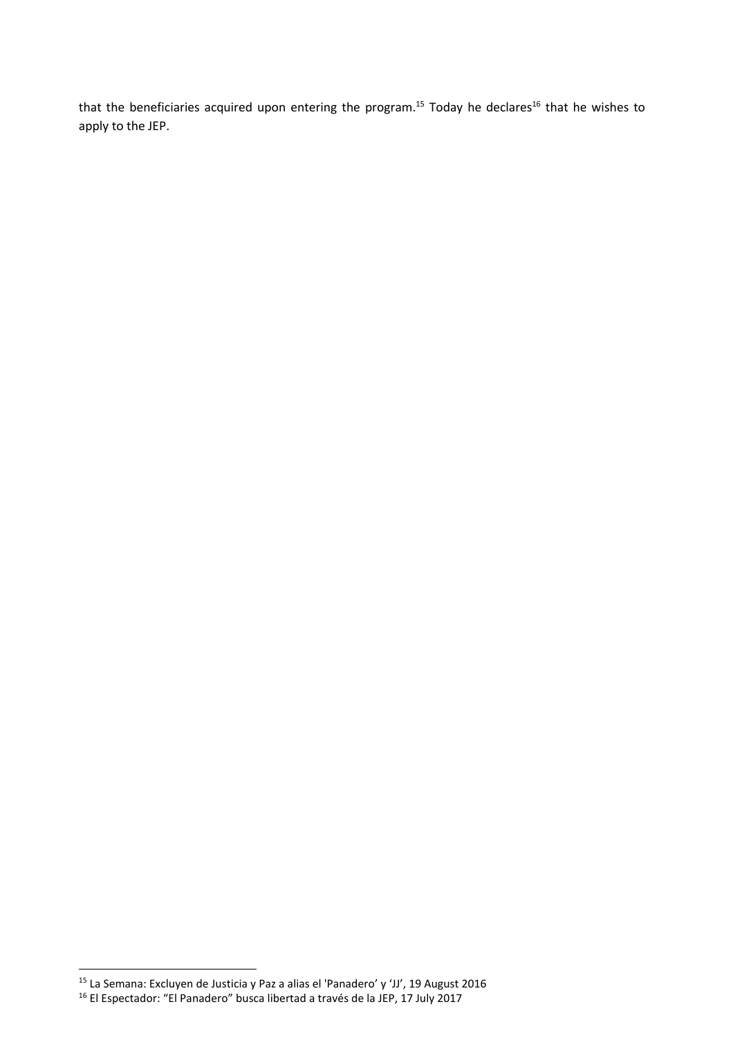that the beneficiaries acquired upon entering the program.[15] Today he declares[16] that he wishes to apply to the JEP.

[15] La Semana: Excluyen de Justicia y Paz a alias el 'Panadero' y 'JJ', 19 August 2016

[16] El Espectador: "El Panadero" busca libertad a través de la JEP, 17 July 2017